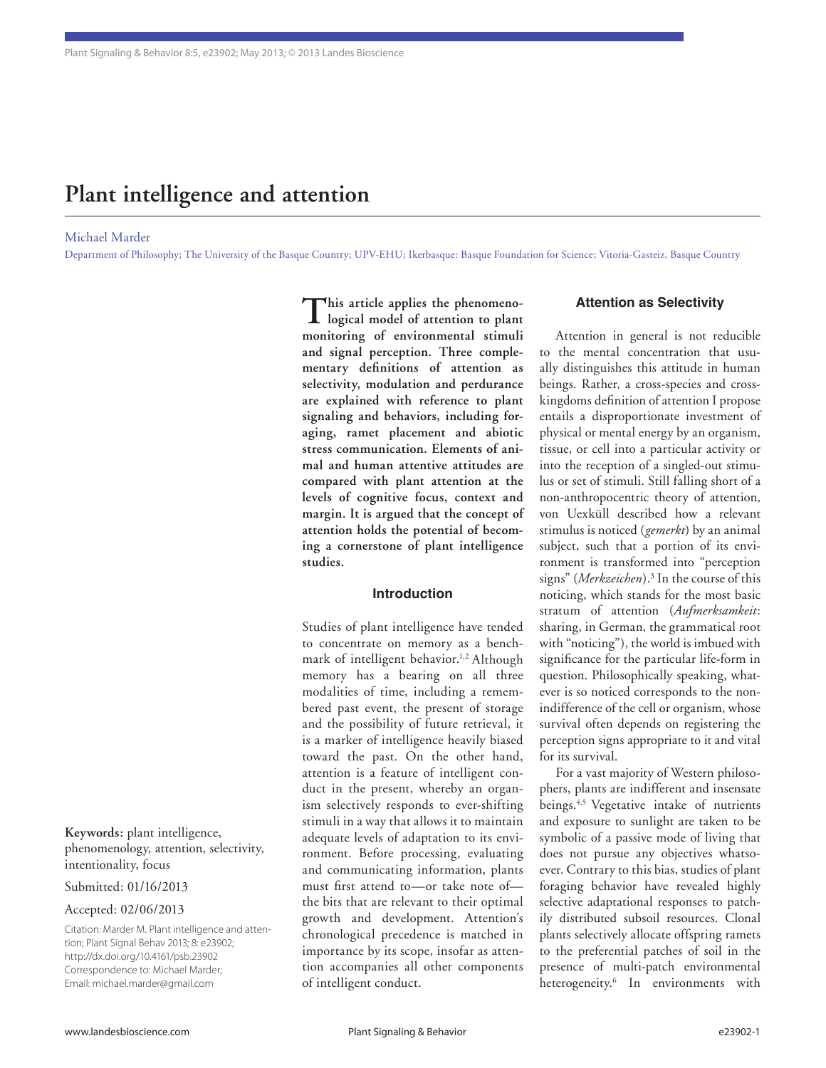# Plant intelligence and attention

Michael Marder

Department of Philosophy; The University of the Basque Country; UPV-EHU; Ikerbasque: Basque Foundation for Science; Vitoria-Gasteiz, Basque Country

**This article applies the phenomenological model of attention to plant monitoring of environmental stimuli and signal perception. Three complementary definitions of attention as selectivity, modulation and perdurance are explained with reference to plant signaling and behaviors, including foraging, ramet placement and abiotic stress communication. Elements of animal and human attentive attitudes are compared with plant attention at the levels of cognitive focus, context and margin. It is argued that the concept of attention holds the potential of becoming a cornerstone of plant intelligence studies.**

**Keywords:** plant intelligence, phenomenology, attention, selectivity, intentionality, focus

Submitted: 01/16/2013

Accepted: 02/06/2013

Citation: Marder M. Plant intelligence and attention; Plant Signal Behav 2013; 8: e23902; http://dx.doi.org/10.4161/psb.23902

Correspondence to: Michael Marder; Email: michael.marder@gmail.com

## Introduction

Studies of plant intelligence have tended to concentrate on memory as a benchmark of intelligent behavior.[1,2] Although memory has a bearing on all three modalities of time, including a remembered past event, the present of storage and the possibility of future retrieval, it is a marker of intelligence heavily biased toward the past. On the other hand, attention is a feature of intelligent conduct in the present, whereby an organism selectively responds to ever-shifting stimuli in a way that allows it to maintain adequate levels of adaptation to its environment. Before processing, evaluating and communicating information, plants must first attend to—or take note of—the bits that are relevant to their optimal growth and development. Attention's chronological precedence is matched in importance by its scope, insofar as attention accompanies all other components of intelligent conduct.

## Attention as Selectivity

Attention in general is not reducible to the mental concentration that usually distinguishes this attitude in human beings. Rather, a cross-species and cross-kingdoms definition of attention I propose entails a disproportionate investment of physical or mental energy by an organism, tissue, or cell into a particular activity or into the reception of a singled-out stimulus or set of stimuli. Still falling short of a non-anthropocentric theory of attention, von Uexküll described how a relevant stimulus is noticed (*gemerkt*) by an animal subject, such that a portion of its environment is transformed into "perception signs" (*Merkzeichen*).[3] In the course of this noticing, which stands for the most basic stratum of attention (*Aufmerksamkeit*: sharing, in German, the grammatical root with "noticing"), the world is imbued with significance for the particular life-form in question. Philosophically speaking, whatever is so noticed corresponds to the non-indifference of the cell or organism, whose survival often depends on registering the perception signs appropriate to it and vital for its survival.

For a vast majority of Western philosophers, plants are indifferent and insensate beings.[4,5] Vegetative intake of nutrients and exposure to sunlight are taken to be symbolic of a passive mode of living that does not pursue any objectives whatsoever. Contrary to this bias, studies of plant foraging behavior have revealed highly selective adaptational responses to patchily distributed subsoil resources. Clonal plants selectively allocate offspring ramets to the preferential patches of soil in the presence of multi-patch environmental heterogeneity.[6] In environments with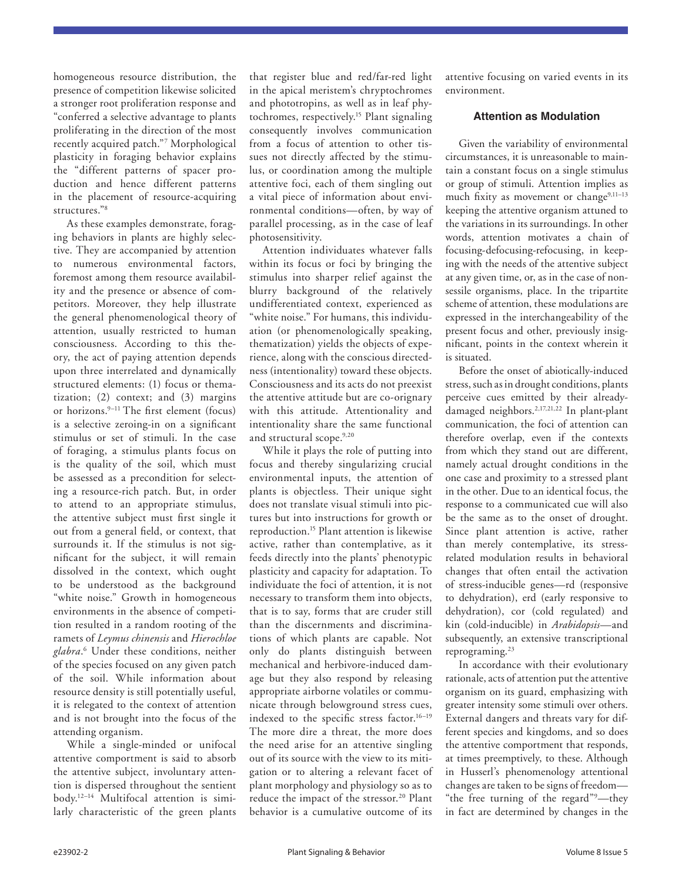homogeneous resource distribution, the presence of competition likewise solicited a stronger root proliferation response and "conferred a selective advantage to plants proliferating in the direction of the most recently acquired patch."[7] Morphological plasticity in foraging behavior explains the "different patterns of spacer production and hence different patterns in the placement of resource-acquiring structures."[8]

As these examples demonstrate, foraging behaviors in plants are highly selective. They are accompanied by attention to numerous environmental factors, foremost among them resource availability and the presence or absence of competitors. Moreover, they help illustrate the general phenomenological theory of attention, usually restricted to human consciousness. According to this theory, the act of paying attention depends upon three interrelated and dynamically structured elements: (1) focus or thematization; (2) context; and (3) margins or horizons.[9–11] The first element (focus) is a selective zeroing-in on a significant stimulus or set of stimuli. In the case of foraging, a stimulus plants focus on is the quality of the soil, which must be assessed as a precondition for selecting a resource-rich patch. But, in order to attend to an appropriate stimulus, the attentive subject must first single it out from a general field, or context, that surrounds it. If the stimulus is not significant for the subject, it will remain dissolved in the context, which ought to be understood as the background "white noise." Growth in homogeneous environments in the absence of competition resulted in a random rooting of the ramets of *Leymus chinensis* and *Hierochloe glabra*.[6] Under these conditions, neither of the species focused on any given patch of the soil. While information about resource density is still potentially useful, it is relegated to the context of attention and is not brought into the focus of the attending organism.

While a single-minded or unifocal attentive comportment is said to absorb the attentive subject, involuntary attention is dispersed throughout the sentient body.[12–14] Multifocal attention is similarly characteristic of the green plants that register blue and red/far-red light in the apical meristem's chryptochromes and phototropins, as well as in leaf phytochromes, respectively.[15] Plant signaling consequently involves communication from a focus of attention to other tissues not directly affected by the stimulus, or coordination among the multiple attentive foci, each of them singling out a vital piece of information about environmental conditions—often, by way of parallel processing, as in the case of leaf photosensitivity.

Attention individuates whatever falls within its focus or foci by bringing the stimulus into sharper relief against the blurry background of the relatively undifferentiated context, experienced as "white noise." For humans, this individuation (or phenomenologically speaking, thematization) yields the objects of experience, along with the conscious directedness (intentionality) toward these objects. Consciousness and its acts do not preexist the attentive attitude but are co-orignary with this attitude. Attentionality and intentionality share the same functional and structural scope.[9,20]

While it plays the role of putting into focus and thereby singularizing crucial environmental inputs, the attention of plants is objectless. Their unique sight does not translate visual stimuli into pictures but into instructions for growth or reproduction.[15] Plant attention is likewise active, rather than contemplative, as it feeds directly into the plants' phenotypic plasticity and capacity for adaptation. To individuate the foci of attention, it is not necessary to transform them into objects, that is to say, forms that are cruder still than the discernments and discriminations of which plants are capable. Not only do plants distinguish between mechanical and herbivore-induced damage but they also respond by releasing appropriate airborne volatiles or communicate through belowground stress cues, indexed to the specific stress factor.[16–19] The more dire a threat, the more does the need arise for an attentive singling out of its source with the view to its mitigation or to altering a relevant facet of plant morphology and physiology so as to reduce the impact of the stressor.[20] Plant behavior is a cumulative outcome of its attentive focusing on varied events in its environment.

## Attention as Modulation

Given the variability of environmental circumstances, it is unreasonable to maintain a constant focus on a single stimulus or group of stimuli. Attention implies as much fixity as movement or change[9,11–13] keeping the attentive organism attuned to the variations in its surroundings. In other words, attention motivates a chain of focusing-defocusing-refocusing, in keeping with the needs of the attentive subject at any given time, or, as in the case of non-sessile organisms, place. In the tripartite scheme of attention, these modulations are expressed in the interchangeability of the present focus and other, previously insignificant, points in the context wherein it is situated.

Before the onset of abiotically-induced stress, such as in drought conditions, plants perceive cues emitted by their already-damaged neighbors.[2,17,21,22] In plant-plant communication, the foci of attention can therefore overlap, even if the contexts from which they stand out are different, namely actual drought conditions in the one case and proximity to a stressed plant in the other. Due to an identical focus, the response to a communicated cue will also be the same as to the onset of drought. Since plant attention is active, rather than merely contemplative, its stress-related modulation results in behavioral changes that often entail the activation of stress-inducible genes—rd (responsive to dehydration), erd (early responsive to dehydration), cor (cold regulated) and kin (cold-inducible) in *Arabidopsis*—and subsequently, an extensive transcriptional reprograming.[23]

In accordance with their evolutionary rationale, acts of attention put the attentive organism on its guard, emphasizing with greater intensity some stimuli over others. External dangers and threats vary for different species and kingdoms, and so does the attentive comportment that responds, at times preemptively, to these. Although in Husserl's phenomenology attentional changes are taken to be signs of freedom—"the free turning of the regard"[9]—they in fact are determined by changes in the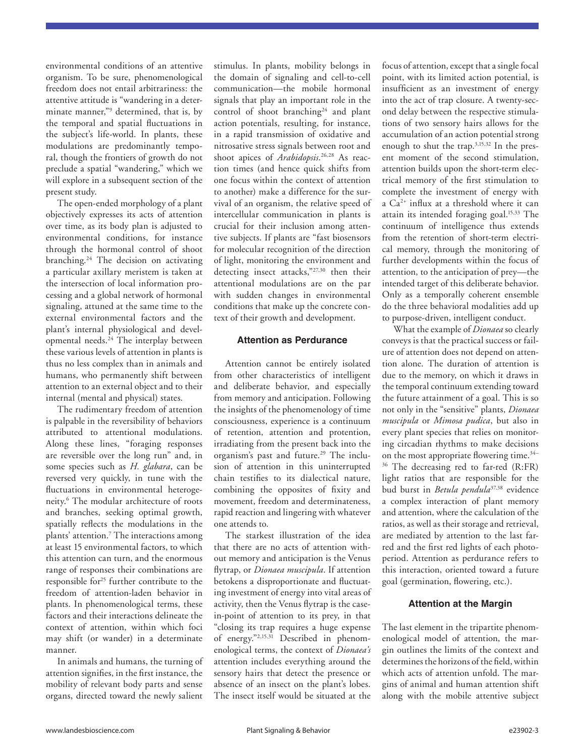environmental conditions of an attentive organism. To be sure, phenomenological freedom does not entail arbitrariness: the attentive attitude is "wandering in a determinate manner,"[9] determined, that is, by the temporal and spatial fluctuations in the subject's life-world. In plants, these modulations are predominantly temporal, though the frontiers of growth do not preclude a spatial "wandering," which we will explore in a subsequent section of the present study.

The open-ended morphology of a plant objectively expresses its acts of attention over time, as its body plan is adjusted to environmental conditions, for instance through the hormonal control of shoot branching.[24] The decision on activating a particular axillary meristem is taken at the intersection of local information processing and a global network of hormonal signaling, attuned at the same time to the external environmental factors and the plant's internal physiological and developmental needs.[24] The interplay between these various levels of attention in plants is thus no less complex than in animals and humans, who permanently shift between attention to an external object and to their internal (mental and physical) states.

The rudimentary freedom of attention is palpable in the reversibility of behaviors attributed to attentional modulations. Along these lines, "foraging responses are reversible over the long run" and, in some species such as *H. glabara*, can be reversed very quickly, in tune with the fluctuations in environmental heterogeneity.[6] The modular architecture of roots and branches, seeking optimal growth, spatially reflects the modulations in the plants' attention.[7] The interactions among at least 15 environmental factors, to which this attention can turn, and the enormous range of responses their combinations are responsible for[25] further contribute to the freedom of attention-laden behavior in plants. In phenomenological terms, these factors and their interactions delineate the context of attention, within which foci may shift (or wander) in a determinate manner.

In animals and humans, the turning of attention signifies, in the first instance, the mobility of relevant body parts and sense organs, directed toward the newly salient stimulus. In plants, mobility belongs in the domain of signaling and cell-to-cell communication—the mobile hormonal signals that play an important role in the control of shoot branching[24] and plant action potentials, resulting, for instance, in a rapid transmission of oxidative and nitrosative stress signals between root and shoot apices of *Arabidopsis*.[26,28] As reaction times (and hence quick shifts from one focus within the context of attention to another) make a difference for the survival of an organism, the relative speed of intercellular communication in plants is crucial for their inclusion among attentive subjects. If plants are "fast biosensors for molecular recognition of the direction of light, monitoring the environment and detecting insect attacks,"[27,30] then their attentional modulations are on the par with sudden changes in environmental conditions that make up the concrete context of their growth and development.

## Attention as Perdurance

Attention cannot be entirely isolated from other characteristics of intelligent and deliberate behavior, and especially from memory and anticipation. Following the insights of the phenomenology of time consciousness, experience is a continuum of retention, attention and protention, irradiating from the present back into the organism's past and future.[29] The inclusion of attention in this uninterrupted chain testifies to its dialectical nature, combining the opposites of fixity and movement, freedom and determinateness, rapid reaction and lingering with whatever one attends to.

The starkest illustration of the idea that there are no acts of attention without memory and anticipation is the Venus flytrap, or *Dionaea muscipula*. If attention betokens a disproportionate and fluctuating investment of energy into vital areas of activity, then the Venus flytrap is the case-in-point of attention to its prey, in that "closing its trap requires a huge expense of energy."[2,15,31] Described in phenomenological terms, the context of *Dionaea's* attention includes everything around the sensory hairs that detect the presence or absence of an insect on the plant's lobes. The insect itself would be situated at the focus of attention, except that a single focal point, with its limited action potential, is insufficient as an investment of energy into the act of trap closure. A twenty-second delay between the respective stimulations of two sensory hairs allows for the accumulation of an action potential strong enough to shut the trap.[3,15,32] In the present moment of the second stimulation, attention builds upon the short-term electrical memory of the first stimulation to complete the investment of energy with a $Ca^{2+}$ influx at a threshold where it can attain its intended foraging goal.[15,33] The continuum of intelligence thus extends from the retention of short-term electrical memory, through the monitoring of further developments within the focus of attention, to the anticipation of prey—the intended target of this deliberate behavior. Only as a temporally coherent ensemble do the three behavioral modalities add up to purpose-driven, intelligent conduct.

What the example of *Dionaea* so clearly conveys is that the practical success or failure of attention does not depend on attention alone. The duration of attention is due to the memory, on which it draws in the temporal continuum extending toward the future attainment of a goal. This is so not only in the "sensitive" plants, *Dionaea muscipula* or *Mimosa pudica*, but also in every plant species that relies on monitoring circadian rhythms to make decisions on the most appropriate flowering time.[34–36] The decreasing red to far-red (R:FR) light ratios that are responsible for the bud burst in *Betula pendula*[37,38] evidence a complex interaction of plant memory and attention, where the calculation of the ratios, as well as their storage and retrieval, are mediated by attention to the last far-red and the first red lights of each photoperiod. Attention as perdurance refers to this interaction, oriented toward a future goal (germination, flowering, etc.).

## Attention at the Margin

The last element in the tripartite phenomenological model of attention, the margin outlines the limits of the context and determines the horizons of the field, within which acts of attention unfold. The margins of animal and human attention shift along with the mobile attentive subject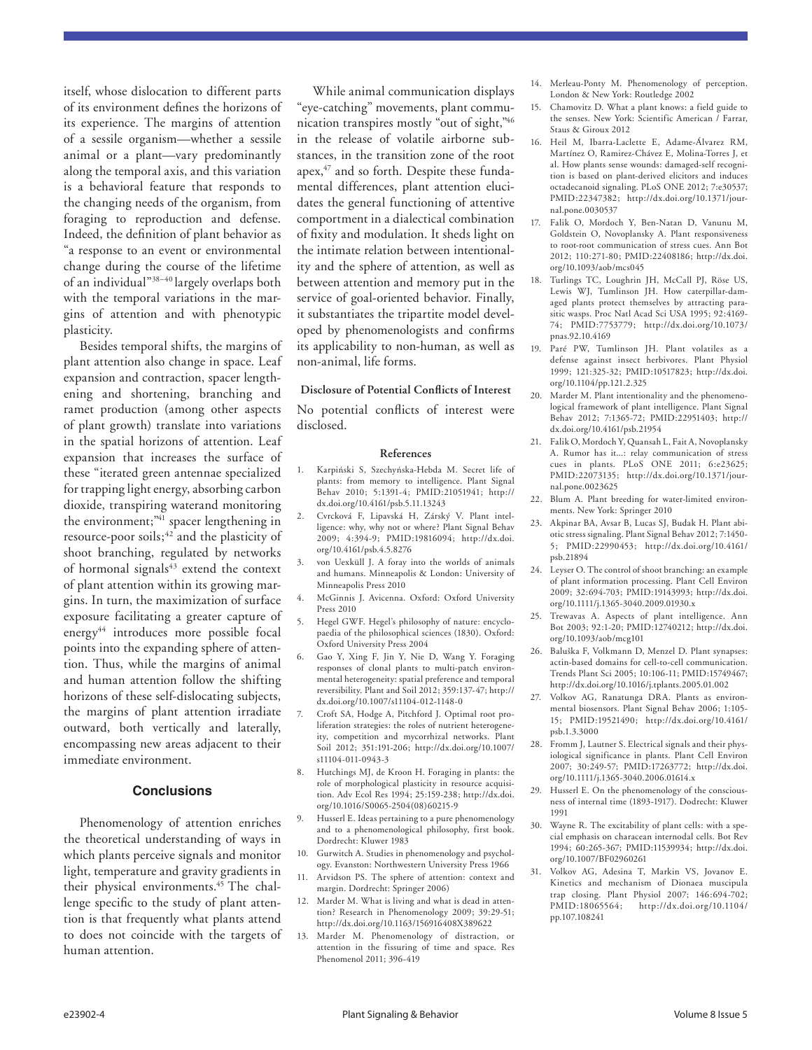itself, whose dislocation to different parts of its environment defines the horizons of its experience. The margins of attention of a sessile organism—whether a sessile animal or a plant—vary predominantly along the temporal axis, and this variation is a behavioral feature that responds to the changing needs of the organism, from foraging to reproduction and defense. Indeed, the definition of plant behavior as "a response to an event or environmental change during the course of the lifetime of an individual"[38–40] largely overlaps both with the temporal variations in the margins of attention and with phenotypic plasticity.

Besides temporal shifts, the margins of plant attention also change in space. Leaf expansion and contraction, spacer lengthening and shortening, branching and ramet production (among other aspects of plant growth) translate into variations in the spatial horizons of attention. Leaf expansion that increases the surface of these "iterated green antennae specialized for trapping light energy, absorbing carbon dioxide, transpiring waterand monitoring the environment;"[41] spacer lengthening in resource-poor soils;[42] and the plasticity of shoot branching, regulated by networks of hormonal signals[43] extend the context of plant attention within its growing margins. In turn, the maximization of surface exposure facilitating a greater capture of energy[44] introduces more possible focal points into the expanding sphere of attention. Thus, while the margins of animal and human attention follow the shifting horizons of these self-dislocating subjects, the margins of plant attention irradiate outward, both vertically and laterally, encompassing new areas adjacent to their immediate environment.

## Conclusions

Phenomenology of attention enriches the theoretical understanding of ways in which plants perceive signals and monitor light, temperature and gravity gradients in their physical environments.[45] The challenge specific to the study of plant attention is that frequently what plants attend to does not coincide with the targets of human attention.

While animal communication displays "eye-catching" movements, plant communication transpires mostly "out of sight,"[46] in the release of volatile airborne substances, in the transition zone of the root apex,[47] and so forth. Despite these fundamental differences, plant attention elucidates the general functioning of attentive comportment in a dialectical combination of fixity and modulation. It sheds light on the intimate relation between intentionality and the sphere of attention, as well as between attention and memory put in the service of goal-oriented behavior. Finally, it substantiates the tripartite model developed by phenomenologists and confirms its applicability to non-human, as well as non-animal, life forms.

### Disclosure of Potential Conflicts of Interest

No potential conflicts of interest were disclosed.

### References

1. Karpiński S, Szechyńska-Hebda M. Secret life of plants: from memory to intelligence. Plant Signal Behav 2010; 5:1391-4; PMID:21051941; http://dx.doi.org/10.4161/psb.5.11.13243
2. Cvrcková F, Lipavská H, Zárský V. Plant intelligence: why, why not or where? Plant Signal Behav 2009; 4:394-9; PMID:19816094; http://dx.doi.org/10.4161/psb.4.5.8276
3. von Uexküll J. A foray into the worlds of animals and humans. Minneapolis & London: University of Minneapolis Press 2010
4. McGinnis J. Avicenna. Oxford: Oxford University Press 2010
5. Hegel GWF. Hegel's philosophy of nature: encyclopaedia of the philosophical sciences (1830). Oxford: Oxford University Press 2004
6. Gao Y, Xing F, Jin Y, Nie D, Wang Y. Foraging responses of clonal plants to multi-patch environmental heterogeneity: spatial preference and temporal reversibility. Plant and Soil 2012; 359:137-47; http://dx.doi.org/10.1007/s11104-012-1148-0
7. Croft SA, Hodge A, Pitchford J. Optimal root proliferation strategies: the roles of nutrient heterogeneity, competition and mycorrhizal networks. Plant Soil 2012; 351:191-206; http://dx.doi.org/10.1007/s11104-011-0943-3
8. Hutchings MJ, de Kroon H. Foraging in plants: the role of morphological plasticity in resource acquisition. Adv Ecol Res 1994; 25:159-238; http://dx.doi.org/10.1016/S0065-2504(08)60215-9
9. Husserl E. Ideas pertaining to a pure phenomenology and to a phenomenological philosophy, first book. Dordrecht: Kluwer 1983
10. Gurwitch A. Studies in phenomenology and psychology. Evanston: Northwestern University Press 1966
11. Arvidson PS. The sphere of attention: context and margin. Dordrecht: Springer 2006)
12. Marder M. What is living and what is dead in attention? Research in Phenomenology 2009; 39:29-51; http://dx.doi.org/10.1163/156916408X389622
13. Marder M. Phenomenology of distraction, or attention in the fissuring of time and space. Res Phenomenol 2011; 396-419
14. Merleau-Ponty M. Phenomenology of perception. London & New York: Routledge 2002
15. Chamovitz D. What a plant knows: a field guide to the senses. New York: Scientific American / Farrar, Staus & Giroux 2012
16. Heil M, Ibarra-Laclette E, Adame-Álvarez RM, Martínez O, Ramirez-Chávez E, Molina-Torres J, et al. How plants sense wounds: damaged-self recognition is based on plant-derived elicitors and induces octadecanoid signaling. PLoS ONE 2012; 7:e30537; PMID:22347382; http://dx.doi.org/10.1371/journal.pone.0030537
17. Falik O, Mordoch Y, Ben-Natan D, Vanunu M, Goldstein O, Novoplansky A. Plant responsiveness to root-root communication of stress cues. Ann Bot 2012; 110:271-80; PMID:22408186; http://dx.doi.org/10.1093/aob/mcs045
18. Turlings TC, Loughrin JH, McCall PJ, Röse US, Lewis WJ, Tumlinson JH. How caterpillar-damaged plants protect themselves by attracting parasitic wasps. Proc Natl Acad Sci USA 1995; 92:4169-74; PMID:7753779; http://dx.doi.org/10.1073/pnas.92.10.4169
19. Paré PW, Tumlinson JH. Plant volatiles as a defense against insect herbivores. Plant Physiol 1999; 121:325-32; PMID:10517823; http://dx.doi.org/10.1104/pp.121.2.325
20. Marder M. Plant intentionality and the phenomenological framework of plant intelligence. Plant Signal Behav 2012; 7:1365-72; PMID:22951403; http://dx.doi.org/10.4161/psb.21954
21. Falik O, Mordoch Y, Quansah L, Fait A, Novoplansky A. Rumor has it...: relay communication of stress cues in plants. PLoS ONE 2011; 6:e23625; PMID:22073135; http://dx.doi.org/10.1371/journal.pone.0023625
22. Blum A. Plant breeding for water-limited environments. New York: Springer 2010
23. Akpinar BA, Avsar B, Lucas SJ, Budak H. Plant abiotic stress signaling. Plant Signal Behav 2012; 7:1450-5; PMID:22990453; http://dx.doi.org/10.4161/psb.21894
24. Leyser O. The control of shoot branching: an example of plant information processing. Plant Cell Environ 2009; 32:694-703; PMID:19143993; http://dx.doi.org/10.1111/j.1365-3040.2009.01930.x
25. Trewavas A. Aspects of plant intelligence. Ann Bot 2003; 92:1-20; PMID:12740212; http://dx.doi.org/10.1093/aob/mcg101
26. Baluška F, Volkmann D, Menzel D. Plant synapses: actin-based domains for cell-to-cell communication. Trends Plant Sci 2005; 10:106-11; PMID:15749467; http://dx.doi.org/10.1016/j.tplants.2005.01.002
27. Volkov AG, Ranatunga DRA. Plants as environmental biosensors. Plant Signal Behav 2006; 1:105-15; PMID:19521490; http://dx.doi.org/10.4161/psb.1.3.3000
28. Fromm J, Lautner S. Electrical signals and their physiological significance in plants. Plant Cell Environ 2007; 30:249-57; PMID:17263772; http://dx.doi.org/10.1111/j.1365-3040.2006.01614.x
29. Husserl E. On the phenomenology of the consciousness of internal time (1893-1917). Dodrecht: Kluwer 1991
30. Wayne R. The excitability of plant cells: with a special emphasis on characean internodal cells. Bot Rev 1994; 60:265-367; PMID:11539934; http://dx.doi.org/10.1007/BF02960261
31. Volkov AG, Adesina T, Markin VS, Jovanov E. Kinetics and mechanism of Dionaea muscipula trap closing. Plant Physiol 2007; 146:694-702; PMID:18065564; http://dx.doi.org/10.1104/pp.107.108241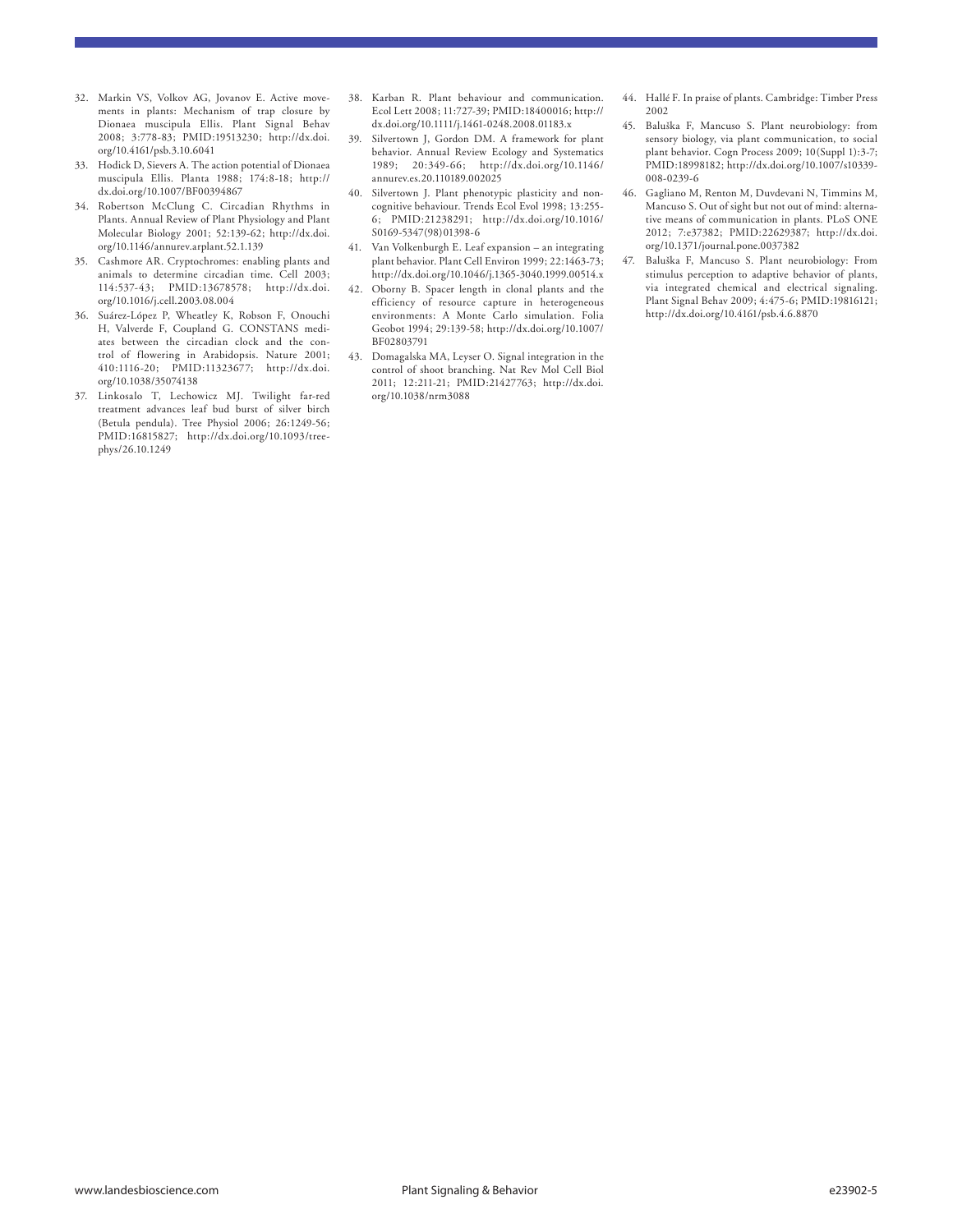32. Markin VS, Volkov AG, Jovanov E. Active movements in plants: Mechanism of trap closure by Dionaea muscipula Ellis. Plant Signal Behav 2008; 3:778-83; PMID:19513230; http://dx.doi.org/10.4161/psb.3.10.6041
33. Hodick D, Sievers A. The action potential of Dionaea muscipula Ellis. Planta 1988; 174:8-18; http://dx.doi.org/10.1007/BF00394867
34. Robertson McClung C. Circadian Rhythms in Plants. Annual Review of Plant Physiology and Plant Molecular Biology 2001; 52:139-62; http://dx.doi.org/10.1146/annurev.arplant.52.1.139
35. Cashmore AR. Cryptochromes: enabling plants and animals to determine circadian time. Cell 2003; 114:537-43; PMID:13678578; http://dx.doi.org/10.1016/j.cell.2003.08.004
36. Suárez-López P, Wheatley K, Robson F, Onouchi H, Valverde F, Coupland G. CONSTANS mediates between the circadian clock and the control of flowering in Arabidopsis. Nature 2001; 410:1116-20; PMID:11323677; http://dx.doi.org/10.1038/35074138
37. Linkosalo T, Lechowicz MJ. Twilight far-red treatment advances leaf bud burst of silver birch (Betula pendula). Tree Physiol 2006; 26:1249-56; PMID:16815827; http://dx.doi.org/10.1093/treephys/26.10.1249
38. Karban R. Plant behaviour and communication. Ecol Lett 2008; 11:727-39; PMID:18400016; http://dx.doi.org/10.1111/j.1461-0248.2008.01183.x
39. Silvertown J, Gordon DM. A framework for plant behavior. Annual Review Ecology and Systematics 1989; 20:349-66; http://dx.doi.org/10.1146/annurev.es.20.110189.002025
40. Silvertown J. Plant phenotypic plasticity and non-cognitive behaviour. Trends Ecol Evol 1998; 13:255-6; PMID:21238291; http://dx.doi.org/10.1016/S0169-5347(98)01398-6
41. Van Volkenburgh E. Leaf expansion – an integrating plant behavior. Plant Cell Environ 1999; 22:1463-73; http://dx.doi.org/10.1046/j.1365-3040.1999.00514.x
42. Oborny B. Spacer length in clonal plants and the efficiency of resource capture in heterogeneous environments: A Monte Carlo simulation. Folia Geobot 1994; 29:139-58; http://dx.doi.org/10.1007/BF02803791
43. Domagalska MA, Leyser O. Signal integration in the control of shoot branching. Nat Rev Mol Cell Biol 2011; 12:211-21; PMID:21427763; http://dx.doi.org/10.1038/nrm3088
44. Hallé F. In praise of plants. Cambridge: Timber Press 2002
45. Baluška F, Mancuso S. Plant neurobiology: from sensory biology, via plant communication, to social plant behavior. Cogn Process 2009; 10(Suppl 1):3-7; PMID:18998182; http://dx.doi.org/10.1007/s10339-008-0239-6
46. Gagliano M, Renton M, Duvdevani N, Timmins M, Mancuso S. Out of sight but not out of mind: alternative means of communication in plants. PLoS ONE 2012; 7:e37382; PMID:22629387; http://dx.doi.org/10.1371/journal.pone.0037382
47. Baluška F, Mancuso S. Plant neurobiology: From stimulus perception to adaptive behavior of plants, via integrated chemical and electrical signaling. Plant Signal Behav 2009; 4:475-6; PMID:19816121; http://dx.doi.org/10.4161/psb.4.6.8870